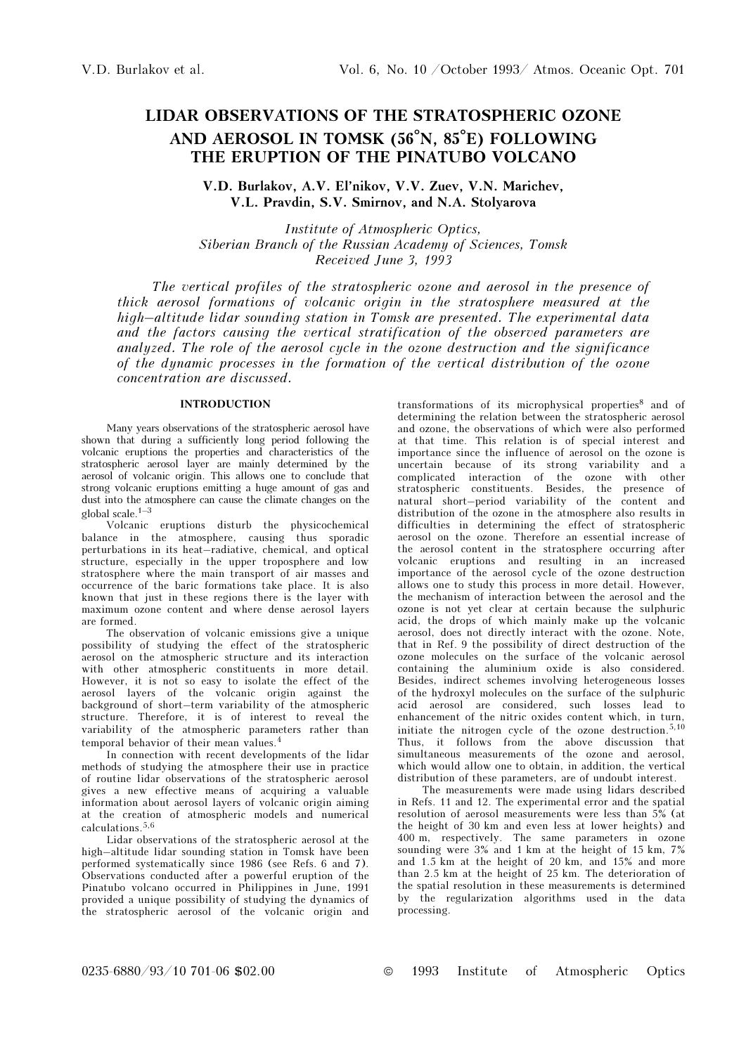# LIDAR OBSERVATIONS OF THE STRATOSPHERIC OZONE AND AEROSOL IN TOMSK (56°N, 85°E) FOLLOWING THE ERUPTION OF THE PINATUBO VOLCANO

**V.D. Burlakov, A.V. El'nikov, V.V. Zuev, V.N. Marichev, V.L. Pravdin, S.V. Smirnov, and N.A. Stolyarova**

*Institute of Atmospheric Optics,*
*Siberian Branch of the Russian Academy of Sciences, Tomsk*
*Received June 3, 1993*

*The vertical profiles of the stratospheric ozone and aerosol in the presence of thick aerosol formations of volcanic origin in the stratosphere measured at the high–altitude lidar sounding station in Tomsk are presented. The experimental data and the factors causing the vertical stratification of the observed parameters are analyzed. The role of the aerosol cycle in the ozone destruction and the significance of the dynamic processes in the formation of the vertical distribution of the ozone concentration are discussed.*

## INTRODUCTION

Many years observations of the stratospheric aerosol have shown that during a sufficiently long period following the volcanic eruptions the properties and characteristics of the stratospheric aerosol layer are mainly determined by the aerosol of volcanic origin. This allows one to conclude that strong volcanic eruptions emitting a huge amount of gas and dust into the atmosphere can cause the climate changes on the global scale.[1–3]

Volcanic eruptions disturb the physicochemical balance in the atmosphere, causing thus sporadic perturbations in its heat–radiative, chemical, and optical structure, especially in the upper troposphere and low stratosphere where the main transport of air masses and occurrence of the baric formations take place. It is also known that just in these regions there is the layer with maximum ozone content and where dense aerosol layers are formed.

The observation of volcanic emissions give a unique possibility of studying the effect of the stratospheric aerosol on the atmospheric structure and its interaction with other atmospheric constituents in more detail. However, it is not so easy to isolate the effect of the aerosol layers of the volcanic origin against the background of short–term variability of the atmospheric structure. Therefore, it is of interest to reveal the variability of the atmospheric parameters rather than temporal behavior of their mean values.[4]

In connection with recent developments of the lidar methods of studying the atmosphere their use in practice of routine lidar observations of the stratospheric aerosol gives a new effective means of acquiring a valuable information about aerosol layers of volcanic origin aiming at the creation of atmospheric models and numerical calculations.[5,6]

Lidar observations of the stratospheric aerosol at the high–altitude lidar sounding station in Tomsk have been performed systematically since 1986 (see Refs. 6 and 7). Observations conducted after a powerful eruption of the Pinatubo volcano occurred in Philippines in June, 1991 provided a unique possibility of studying the dynamics of the stratospheric aerosol of the volcanic origin and transformations of its microphysical properties[8] and of determining the relation between the stratospheric aerosol and ozone, the observations of which were also performed at that time. This relation is of special interest and importance since the influence of aerosol on the ozone is uncertain because of its strong variability and a complicated interaction of the ozone with other stratospheric constituents. Besides, the presence of natural short–period variability of the content and distribution of the ozone in the atmosphere also results in difficulties in determining the effect of stratospheric aerosol on the ozone. Therefore an essential increase of the aerosol content in the stratosphere occurring after volcanic eruptions and resulting in an increased importance of the aerosol cycle of the ozone destruction allows one to study this process in more detail. However, the mechanism of interaction between the aerosol and the ozone is not yet clear at certain because the sulphuric acid, the drops of which mainly make up the volcanic aerosol, does not directly interact with the ozone. Note, that in Ref. 9 the possibility of direct destruction of the ozone molecules on the surface of the volcanic aerosol containing the aluminium oxide is also considered. Besides, indirect schemes involving heterogeneous losses of the hydroxyl molecules on the surface of the sulphuric acid aerosol are considered, such losses lead to enhancement of the nitric oxides content which, in turn, initiate the nitrogen cycle of the ozone destruction.[5,10] Thus, it follows from the above discussion that simultaneous measurements of the ozone and aerosol, which would allow one to obtain, in addition, the vertical distribution of these parameters, are of undoubt interest.

The measurements were made using lidars described in Refs. 11 and 12. The experimental error and the spatial resolution of aerosol measurements were less than 5% (at the height of 30 km and even less at lower heights) and 400 m, respectively. The same parameters in ozone sounding were 3% and 1 km at the height of 15 km, 7% and 1.5 km at the height of 20 km, and 15% and more than 2.5 km at the height of 25 km. The deterioration of the spatial resolution in these measurements is determined by the regularization algorithms used in the data processing.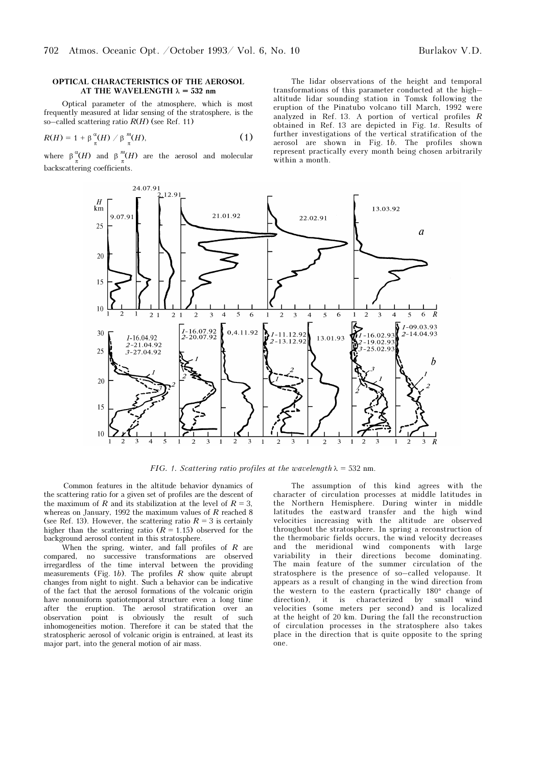### OPTICAL CHARACTERISTICS OF THE AEROSOL AT THE WAVELENGTH $\lambda$ = 532 nm

Optical parameter of the atmosphere, which is most frequently measured at lidar sensing of the stratosphere, is the so–called scattering ratio $R(H)$ (see Ref. 11)

$$R(H) = 1 + \beta_{\pi}^{\alpha}(H) / \beta_{\pi}^{m}(H), \quad (1)$$

where $\beta_{\pi}^{\alpha}(H)$ and $\beta_{\pi}^{m}(H)$ are the aerosol and molecular backscattering coefficients.

The lidar observations of the height and temporal transformations of this parameter conducted at the high–altitude lidar sounding station in Tomsk following the eruption of the Pinatubo volcano till March, 1992 were analyzed in Ref. 13. A portion of vertical profiles $R$ obtained in Ref. 13 are depicted in Fig. 1*a*. Results of further investigations of the vertical stratification of the aerosol are shown in Fig. 1*b*. The profiles shown represent practically every month being chosen arbitrarily within a month.

*FIG. 1. Scattering ratio profiles at the wavelength* $\lambda$ = 532 nm.

Common features in the altitude behavior dynamics of the scattering ratio for a given set of profiles are the descent of the maximum of $R$ and its stabilization at the level of $R$ = 3, whereas on January, 1992 the maximum values of $R$ reached 8 (see Ref. 13). However, the scattering ratio $R$ = 3 is certainly higher than the scattering ratio ($R$ = 1.15) observed for the background aerosol content in this stratosphere.

When the spring, winter, and fall profiles of $R$ are compared, no successive transformations are observed irregardless of the time interval between the providing measurements (Fig. 1*b*). The profiles $R$ show quite abrupt changes from night to night. Such a behavior can be indicative of the fact that the aerosol formations of the volcanic origin have nonuniform spatiotemporal structure even a long time after the eruption. The aerosol stratification over an observation point is obviously the result of such inhomogeneities motion. Therefore it can be stated that the stratospheric aerosol of volcanic origin is entrained, at least its major part, into the general motion of air mass.

The assumption of this kind agrees with the character of circulation processes at middle latitudes in the Northern Hemisphere. During winter in middle latitudes the eastward transfer and the high wind velocities increasing with the altitude are observed throughout the stratosphere. In spring a reconstruction of the thermobaric fields occurs, the wind velocity decreases and the meridional wind components with large variability in their directions become dominating. The main feature of the summer circulation of the stratosphere is the presence of so–called velopause. It appears as a result of changing in the wind direction from the western to the eastern (practically 180° change of direction), it is characterized by small wind velocities (some meters per second) and is localized at the height of 20 km. During the fall the reconstruction of circulation processes in the stratosphere also takes place in the direction that is quite opposite to the spring one.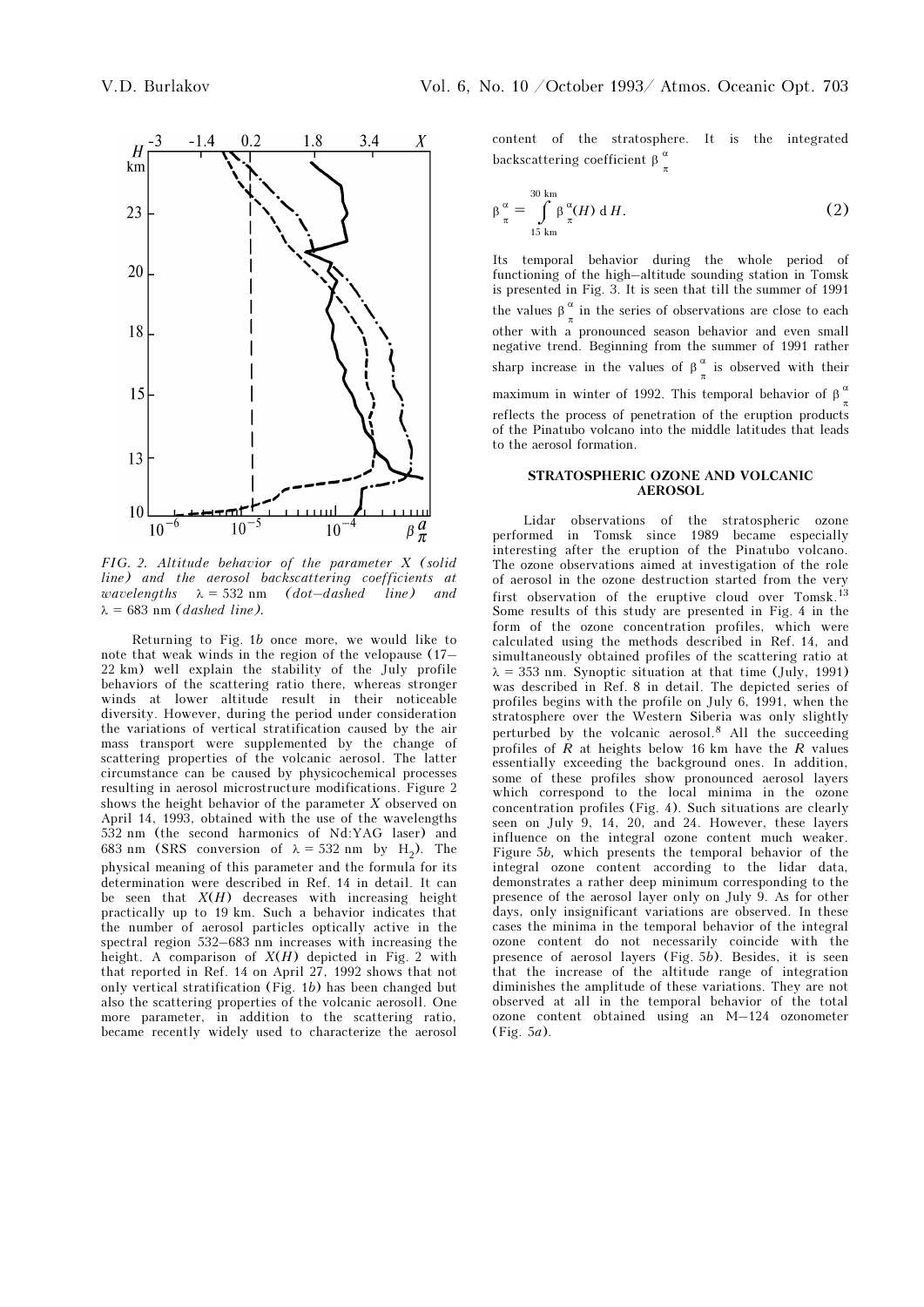FIG. 2. *Altitude behavior of the parameter X (solid line) and the aerosol backscattering coefficients at wavelengths* $\lambda$ = 532 nm *(dot–dashed line) and* $\lambda$ = 683 nm *(dashed line).*

Returning to Fig. 1*b* once more, we would like to note that weak winds in the region of the velopause (17–22 km) well explain the stability of the July profile behaviors of the scattering ratio there, whereas stronger winds at lower altitude result in their noticeable diversity. However, during the period under consideration the variations of vertical stratification caused by the air mass transport were supplemented by the change of scattering properties of the volcanic aerosol. The latter circumstance can be caused by physicochemical processes resulting in aerosol microstructure modifications. Figure 2 shows the height behavior of the parameter $X$ observed on April 14, 1993, obtained with the use of the wavelengths 532 nm (the second harmonics of Nd:YAG laser) and 683 nm (SRS conversion of $\lambda$ = 532 nm by $H_2$). The physical meaning of this parameter and the formula for its determination were described in Ref. 14 in detail. It can be seen that $X(H)$ decreases with increasing height practically up to 19 km. Such a behavior indicates that the number of aerosol particles optically active in the spectral region 532–683 nm increases with increasing the height. A comparison of $X(H)$ depicted in Fig. 2 with that reported in Ref. 14 on April 27, 1992 shows that not only vertical stratification (Fig. 1*b*) has been changed but also the scattering properties of the volcanic aerosoll. One more parameter, in addition to the scattering ratio, became recently widely used to characterize the aerosol content of the stratosphere. It is the integrated backscattering coefficient $\beta_{\pi}^{\alpha}$

$$\beta_{\pi}^{\alpha} = \int_{15\ \text{km}}^{30\ \text{km}} \beta_{\pi}^{\alpha}(H)\, \mathrm{d}H. \tag{2}$$

Its temporal behavior during the whole period of functioning of the high–altitude sounding station in Tomsk is presented in Fig. 3. It is seen that till the summer of 1991 the values $\beta_{\pi}^{\alpha}$ in the series of observations are close to each other with a pronounced season behavior and even small negative trend. Beginning from the summer of 1991 rather sharp increase in the values of $\beta_{\pi}^{\alpha}$ is observed with their maximum in winter of 1992. This temporal behavior of $\beta_{\pi}^{\alpha}$ reflects the process of penetration of the eruption products of the Pinatubo volcano into the middle latitudes that leads to the aerosol formation.

## STRATOSPHERIC OZONE AND VOLCANIC AEROSOL

Lidar observations of the stratospheric ozone performed in Tomsk since 1989 became especially interesting after the eruption of the Pinatubo volcano. The ozone observations aimed at investigation of the role of aerosol in the ozone destruction started from the very first observation of the eruptive cloud over Tomsk.[13] Some results of this study are presented in Fig. 4 in the form of the ozone concentration profiles, which were calculated using the methods described in Ref. 14, and simultaneously obtained profiles of the scattering ratio at $\lambda$ = 353 nm. Synoptic situation at that time (July, 1991) was described in Ref. 8 in detail. The depicted series of profiles begins with the profile on July 6, 1991, when the stratosphere over the Western Siberia was only slightly perturbed by the volcanic aerosol.[8] All the succeeding profiles of $R$ at heights below 16 km have the $R$ values essentially exceeding the background ones. In addition, some of these profiles show pronounced aerosol layers which correspond to the local minima in the ozone concentration profiles (Fig. 4). Such situations are clearly seen on July 9, 14, 20, and 24. However, these layers influence on the integral ozone content much weaker. Figure 5*b*, which presents the temporal behavior of the integral ozone content according to the lidar data, demonstrates a rather deep minimum corresponding to the presence of the aerosol layer only on July 9. As for other days, only insignificant variations are observed. In these cases the minima in the temporal behavior of the integral ozone content do not necessarily coincide with the presence of aerosol layers (Fig. 5*b*). Besides, it is seen that the increase of the altitude range of integration diminishes the amplitude of these variations. They are not observed at all in the temporal behavior of the total ozone content obtained using an M–124 ozonometer (Fig. 5*a*).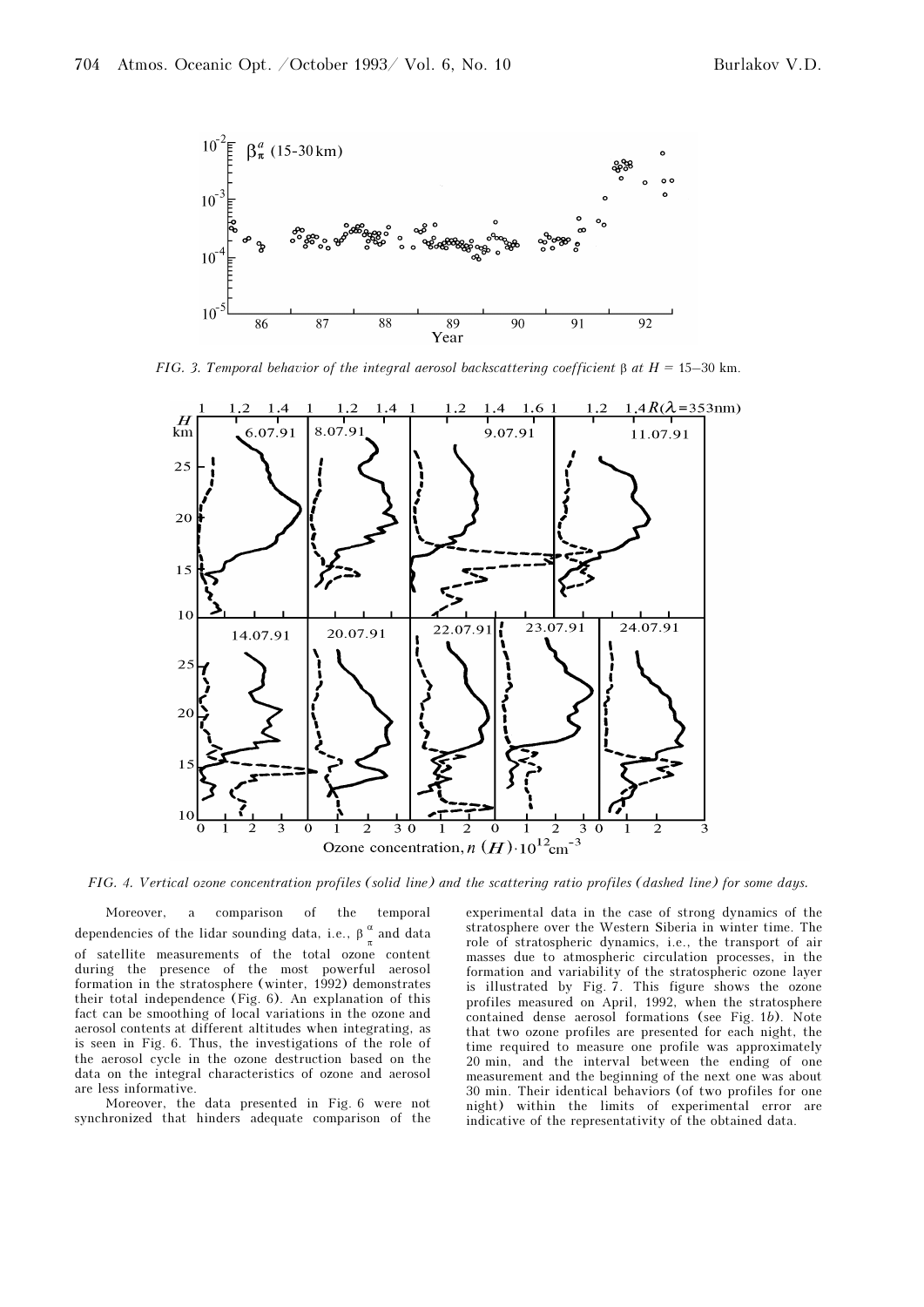FIG. 3. *Temporal behavior of the integral aerosol backscattering coefficient* $\beta$ *at* $H$ = 15–30 km.

FIG. 4. *Vertical ozone concentration profiles (solid line) and the scattering ratio profiles (dashed line) for some days.*

Moreover, a comparison of the temporal dependencies of the lidar sounding data, i.e., $\beta_{\pi}^{\alpha}$ and data of satellite measurements of the total ozone content during the presence of the most powerful aerosol formation in the stratosphere (winter, 1992) demonstrates their total independence (Fig. 6). An explanation of this fact can be smoothing of local variations in the ozone and aerosol contents at different altitudes when integrating, as is seen in Fig. 6. Thus, the investigations of the role of the aerosol cycle in the ozone destruction based on the data on the integral characteristics of ozone and aerosol are less informative.

Moreover, the data presented in Fig. 6 were not synchronized that hinders adequate comparison of the experimental data in the case of strong dynamics of the stratosphere over the Western Siberia in winter time. The role of stratospheric dynamics, i.e., the transport of air masses due to atmospheric circulation processes, in the formation and variability of the stratospheric ozone layer is illustrated by Fig. 7. This figure shows the ozone profiles measured on April, 1992, when the stratosphere contained dense aerosol formations (see Fig. 1*b*). Note that two ozone profiles are presented for each night, the time required to measure one profile was approximately 20 min, and the interval between the ending of one measurement and the beginning of the next one was about 30 min. Their identical behaviors (of two profiles for one night) within the limits of experimental error are indicative of the representativity of the obtained data.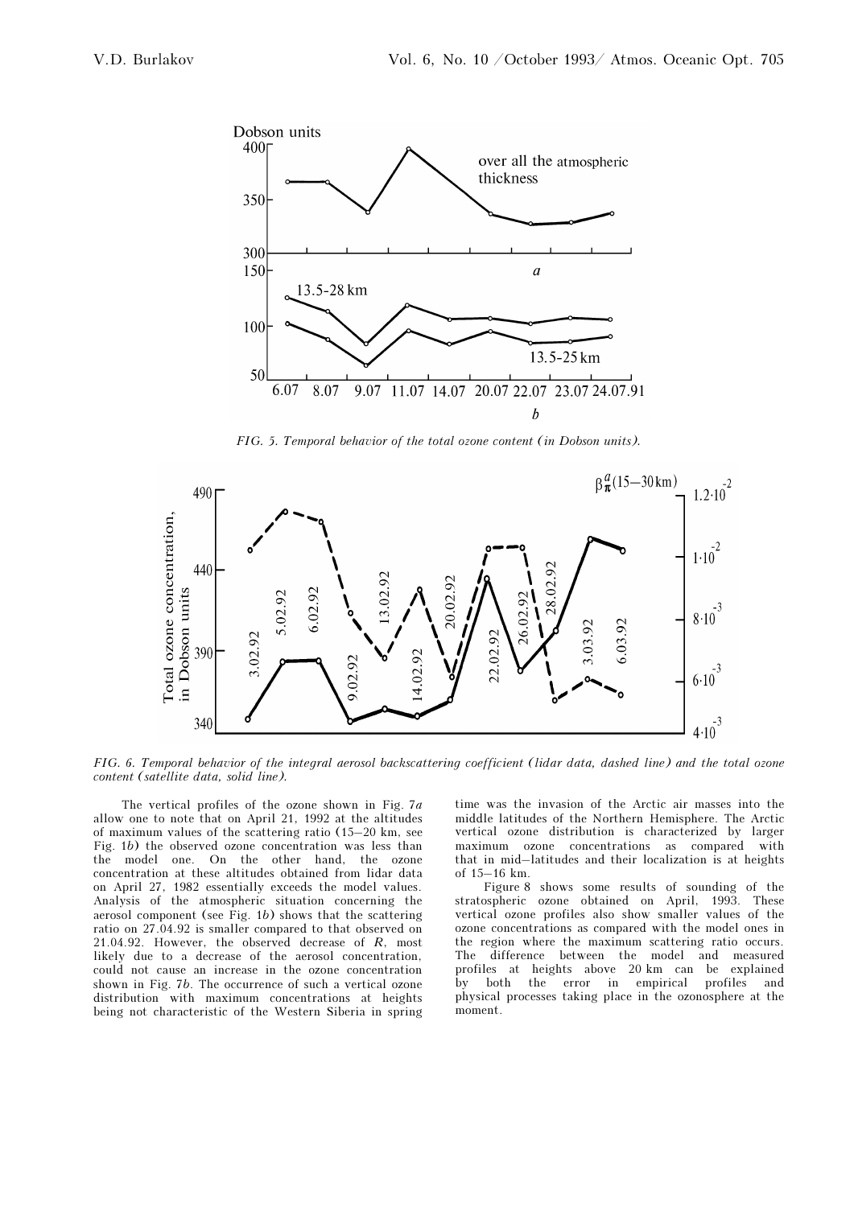FIG. 5. *Temporal behavior of the total ozone content (in Dobson units).*

FIG. 6. *Temporal behavior of the integral aerosol backscattering coefficient (lidar data, dashed line) and the total ozone content (satellite data, solid line).*

The vertical profiles of the ozone shown in Fig. 7*a* allow one to note that on April 21, 1992 at the altitudes of maximum values of the scattering ratio (15–20 km, see Fig. 1*b*) the observed ozone concentration was less than the model one. On the other hand, the ozone concentration at these altitudes obtained from lidar data on April 27, 1982 essentially exceeds the model values. Analysis of the atmospheric situation concerning the aerosol component (see Fig. 1*b*) shows that the scattering ratio on 27.04.92 is smaller compared to that observed on 21.04.92. However, the observed decrease of $R$, most likely due to a decrease of the aerosol concentration, could not cause an increase in the ozone concentration shown in Fig. 7*b*. The occurrence of such a vertical ozone distribution with maximum concentrations at heights being not characteristic of the Western Siberia in spring time was the invasion of the Arctic air masses into the middle latitudes of the Northern Hemisphere. The Arctic vertical ozone distribution is characterized by larger maximum ozone concentrations as compared with that in mid–latitudes and their localization is at heights of 15–16 km.

Figure 8 shows some results of sounding of the stratospheric ozone obtained on April, 1993. These vertical ozone profiles also show smaller values of the ozone concentrations as compared with the model ones in the region where the maximum scattering ratio occurs. The difference between the model and measured profiles at heights above 20 km can be explained by both the error in empirical profiles and physical processes taking place in the ozonosphere at the moment.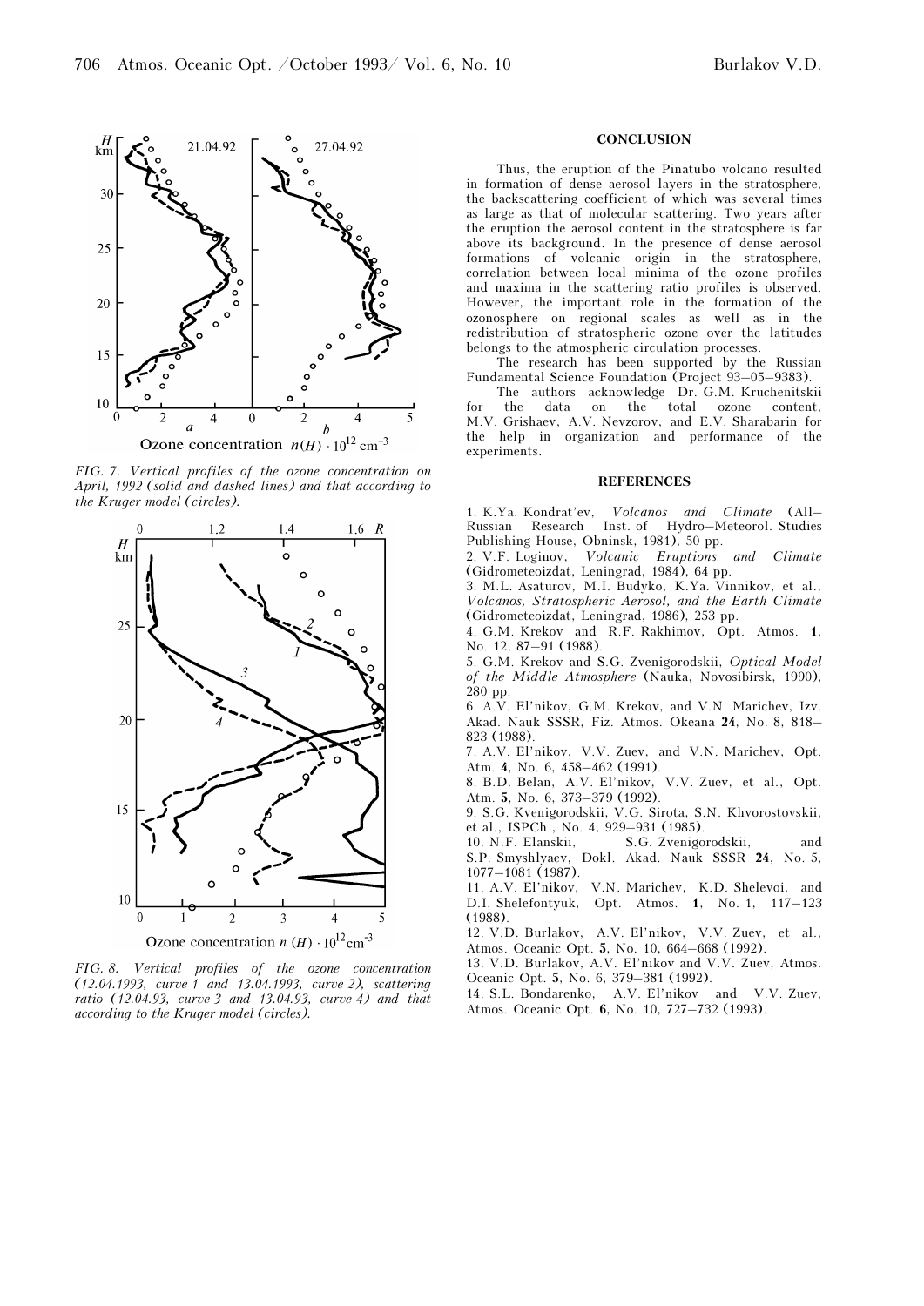H km

21.04.92

27.04.92

30

25

20

15

10

0 2 4 0 2 4 5

*a* *b*

Ozone concentration $n(H) \cdot 10^{12}$ cm$^{-3}$

*FIG. 7. Vertical profiles of the ozone concentration on April, 1992 (solid and dashed lines) and that according to the Kruger model (circles).*

0 1.2 1.4 1.6 R

H km

25

20

15

10

1 2 3 4

0 1 2 3 4 5

Ozone concentration $n(H) \cdot 10^{12}$ cm$^{-3}$

*FIG. 8. Vertical profiles of the ozone concentration (12.04.1993, curve 1 and 13.04.1993, curve 2), scattering ratio (12.04.93, curve 3 and 13.04.93, curve 4) and that according to the Kruger model (circles).*

## CONCLUSION

Thus, the eruption of the Pinatubo volcano resulted in formation of dense aerosol layers in the stratosphere, the backscattering coefficient of which was several times as large as that of molecular scattering. Two years after the eruption the aerosol content in the stratosphere is far above its background. In the presence of dense aerosol formations of volcanic origin in the stratosphere, correlation between local minima of the ozone profiles and maxima in the scattering ratio profiles is observed. However, the important role in the formation of the ozonosphere on regional scales as well as in the redistribution of stratospheric ozone over the latitudes belongs to the atmospheric circulation processes.

The research has been supported by the Russian Fundamental Science Foundation (Project 93–05–9383).

The authors acknowledge Dr. G.M. Kruchenitskii for the data on the total ozone content, M.V. Grishaev, A.V. Nevzorov, and E.V. Sharabarin for the help in organization and performance of the experiments.

## REFERENCES

1. K.Ya. Kondrat'ev, *Volcanos and Climate* (All–Russian Research Inst. of Hydro–Meteorol. Studies Publishing House, Obninsk, 1981), 50 pp.
2. V.F. Loginov, *Volcanic Eruptions and Climate* (Gidrometeoizdat, Leningrad, 1984), 64 pp.
3. M.L. Asaturov, M.I. Budyko, K.Ya. Vinnikov, et al., *Volcanos, Stratospheric Aerosol, and the Earth Climate* (Gidrometeoizdat, Leningrad, 1986), 253 pp.
4. G.M. Krekov and R.F. Rakhimov, Opt. Atmos. **1**, No. 12, 87–91 (1988).
5. G.M. Krekov and S.G. Zvenigorodskii, *Optical Model of the Middle Atmosphere* (Nauka, Novosibirsk, 1990), 280 pp.
6. A.V. El'nikov, G.M. Krekov, and V.N. Marichev, Izv. Akad. Nauk SSSR, Fiz. Atmos. Okeana **24**, No. 8, 818–823 (1988).
7. A.V. El'nikov, V.V. Zuev, and V.N. Marichev, Opt. Atm. **4**, No. 6, 458–462 (1991).
8. B.D. Belan, A.V. El'nikov, V.V. Zuev, et al., Opt. Atm. **5**, No. 6, 373–379 (1992).
9. S.G. Kvenigorodskii, V.G. Sirota, S.N. Khvorostovskii, et al., ISPCh , No. 4, 929–931 (1985).
10. N.F. Elanskii, S.G. Zvenigorodskii, and S.P. Smyshlyaev, Dokl. Akad. Nauk SSSR **24**, No. 5, 1077–1081 (1987).
11. A.V. El'nikov, V.N. Marichev, K.D. Shelevoi, and D.I. Shelefontyuk, Opt. Atmos. **1**, No. 1, 117–123 (1988).
12. V.D. Burlakov, A.V. El'nikov, V.V. Zuev, et al., Atmos. Oceanic Opt. **5**, No. 10, 664–668 (1992).
13. V.D. Burlakov, A.V. El'nikov and V.V. Zuev, Atmos. Oceanic Opt. **5**, No. 6, 379–381 (1992).
14. S.L. Bondarenko, A.V. El'nikov and V.V. Zuev, Atmos. Oceanic Opt. **6**, No. 10, 727–732 (1993).